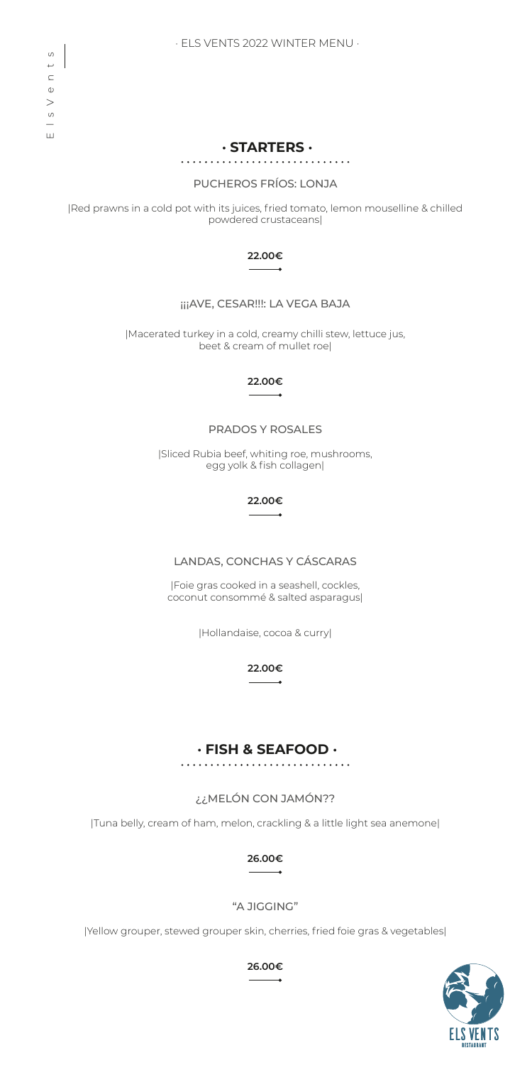· ELS VENTS 2022 WINTER MENU ·

## · STARTERS ·

### PUCHEROS FRÍOS: LONJA

|Red prawns in a cold pot with its juices, fried tomato, lemon mousseline & chilled powdered crustaceans|

**22.00€**

### ¡¡¡AVE, CESAR!!!: LA VEGA BAJA

|Macerated turkey in a cold, creamy chilli stew, lettuce jus, beet & cream of mullet roe|

**22.00€**

### PRADOS Y ROSALES

|Sliced Rubia beef, whiting roe, mushrooms, egg yolk & fish collagen|

**22.00€**

### LANDAS, CONCHAS Y CÁSCARAS

|Foie gras cooked in a seashell, cockles, coconut consommé & salted asparagus|

|Hollandaise, cocoa & curry|

**22.00€**

## · FISH & SEAFOOD ·

### ¿¿MELÓN CON JAMÓN??

|Tuna belly, cream of ham, melon, crackling & a little light sea anemone|

**26.00€**

### "A JIGGING"

|Yellow grouper, stewed grouper skin, cherries, fried foie gras & vegetables|

**26.00€**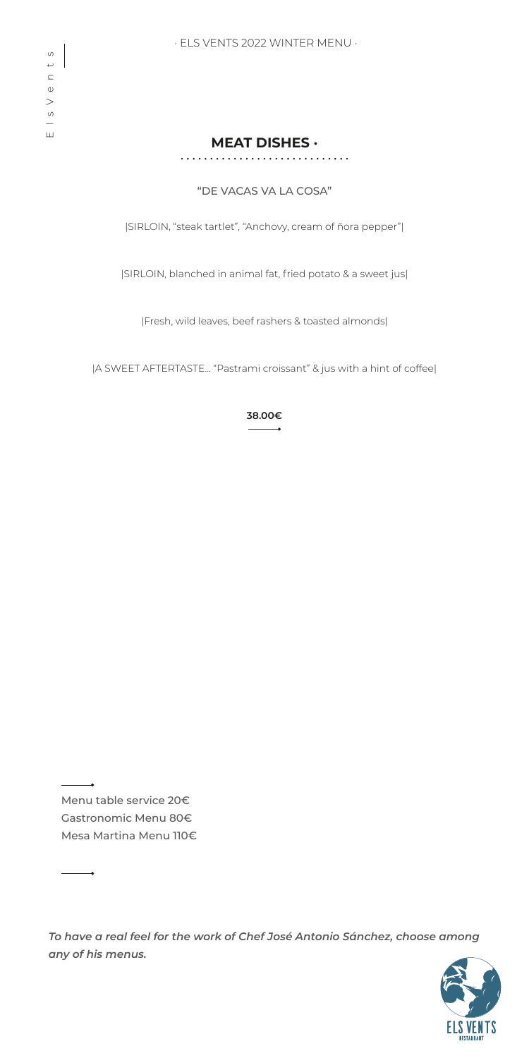## MEAT DISHES ·

“DE VACAS VA LA COSA”

|SIRLOIN, “steak tartlet”, “Anchovy, cream of ñora pepper”|

|SIRLOIN, blanched in animal fat, fried potato & a sweet jus|

|Fresh, wild leaves, beef rashers & toasted almonds|

|A SWEET AFTERTASTE... “Pastrami croissant” & jus with a hint of coffee|

**38.00€**

Menu table service 20€
Gastronomic Menu 80€
Mesa Martina Menu 110€

***To have a real feel for the work of Chef José Antonio Sánchez, choose among any of his menus.***